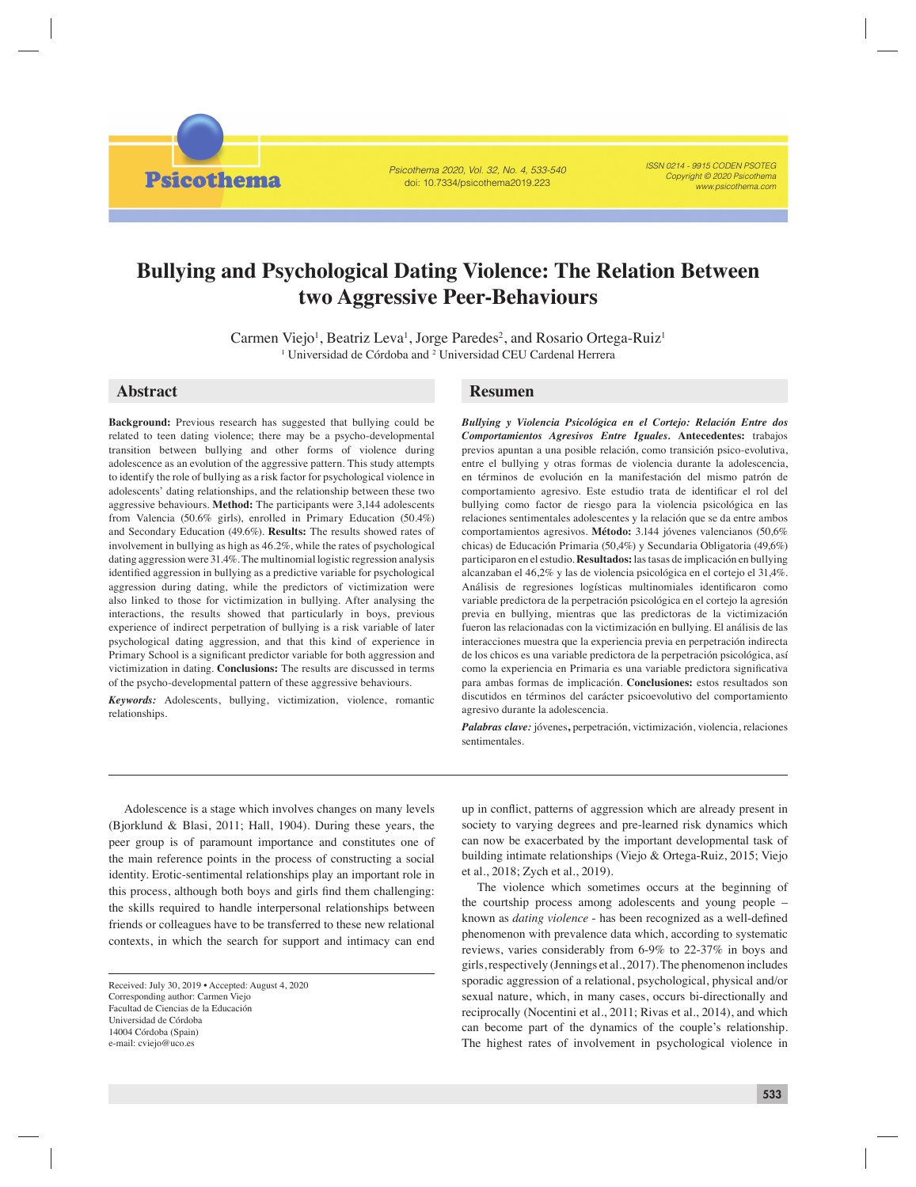# Bullying and Psychological Dating Violence: The Relation Between two Aggressive Peer-Behaviours

Carmen Viejo[1], Beatriz Leva[1], Jorge Paredes[2], and Rosario Ortega-Ruiz[1]

[1] Universidad de Córdoba and [2] Universidad CEU Cardenal Herrera

## Abstract

**Background:** Previous research has suggested that bullying could be related to teen dating violence; there may be a psycho-developmental transition between bullying and other forms of violence during adolescence as an evolution of the aggressive pattern. This study attempts to identify the role of bullying as a risk factor for psychological violence in adolescents' dating relationships, and the relationship between these two aggressive behaviours. **Method:** The participants were 3,144 adolescents from Valencia (50.6% girls), enrolled in Primary Education (50.4%) and Secondary Education (49.6%). **Results:** The results showed rates of involvement in bullying as high as 46.2%, while the rates of psychological dating aggression were 31.4%. The multinomial logistic regression analysis identified aggression in bullying as a predictive variable for psychological aggression during dating, while the predictors of victimization were also linked to those for victimization in bullying. After analysing the interactions, the results showed that particularly in boys, previous experience of indirect perpetration of bullying is a risk variable of later psychological dating aggression, and that this kind of experience in Primary School is a significant predictor variable for both aggression and victimization in dating. **Conclusions:** The results are discussed in terms of the psycho-developmental pattern of these aggressive behaviours.

***Keywords:*** Adolescents, bullying, victimization, violence, romantic relationships.

## Resumen

***Bullying y Violencia Psicológica en el Cortejo: Relación Entre dos Comportamientos Agresivos Entre Iguales.*** **Antecedentes:** trabajos previos apuntan a una posible relación, como transición psico-evolutiva, entre el bullying y otras formas de violencia durante la adolescencia, en términos de evolución en la manifestación del mismo patrón de comportamiento agresivo. Este estudio trata de identificar el rol del bullying como factor de riesgo para la violencia psicológica en las relaciones sentimentales adolescentes y la relación que se da entre ambos comportamientos agresivos. **Método:** 3.144 jóvenes valencianos (50,6% chicas) de Educación Primaria (50,4%) y Secundaria Obligatoria (49,6%) participaron en el estudio. **Resultados:** las tasas de implicación en bullying alcanzaban el 46,2% y las de violencia psicológica en el cortejo el 31,4%. Análisis de regresiones logísticas multinomiales identificaron como variable predictora de la perpetración psicológica en el cortejo la agresión previa en bullying, mientras que las predictoras de la victimización fueron las relacionadas con la victimización en bullying. El análisis de las interacciones muestra que la experiencia previa en perpetración indirecta de los chicos es una variable predictora de la perpetración psicológica, así como la experiencia en Primaria es una variable predictora significativa para ambas formas de implicación. **Conclusiones:** estos resultados son discutidos en términos del carácter psicoevolutivo del comportamiento agresivo durante la adolescencia.

***Palabras clave:*** jóvenes, perpetración, victimización, violencia, relaciones sentimentales.

---

Adolescence is a stage which involves changes on many levels (Bjorklund & Blasi, 2011; Hall, 1904). During these years, the peer group is of paramount importance and constitutes one of the main reference points in the process of constructing a social identity. Erotic-sentimental relationships play an important role in this process, although both boys and girls find them challenging: the skills required to handle interpersonal relationships between friends or colleagues have to be transferred to these new relational contexts, in which the search for support and intimacy can end up in conflict, patterns of aggression which are already present in society to varying degrees and pre-learned risk dynamics which can now be exacerbated by the important developmental task of building intimate relationships (Viejo & Ortega-Ruiz, 2015; Viejo et al., 2018; Zych et al., 2019).

The violence which sometimes occurs at the beginning of the courtship process among adolescents and young people – known as *dating violence* - has been recognized as a well-defined phenomenon with prevalence data which, according to systematic reviews, varies considerably from 6-9% to 22-37% in boys and girls, respectively (Jennings et al., 2017). The phenomenon includes sporadic aggression of a relational, psychological, physical and/or sexual nature, which, in many cases, occurs bi-directionally and reciprocally (Nocentini et al., 2011; Rivas et al., 2014), and which can become part of the dynamics of the couple's relationship. The highest rates of involvement in psychological violence in

---

Received: July 30, 2019 • Accepted: August 4, 2020
Corresponding author: Carmen Viejo
Facultad de Ciencias de la Educación
Universidad de Córdoba
14004 Córdoba (Spain)
e-mail: cviejo@uco.es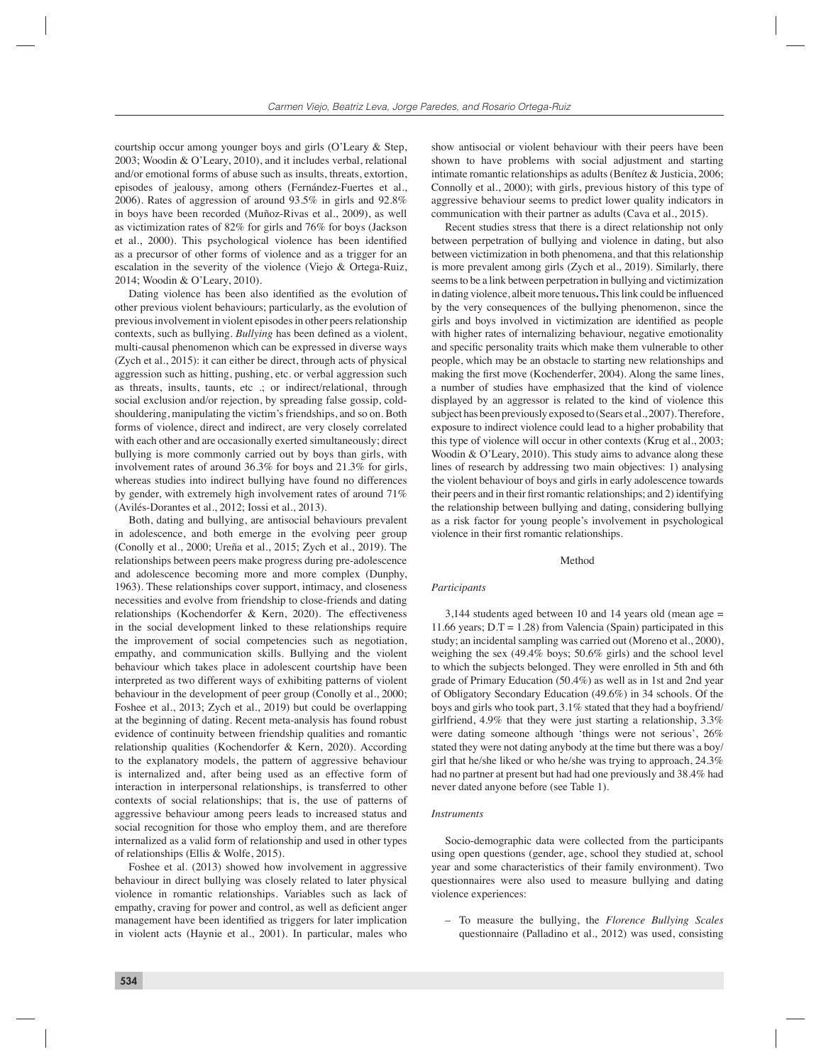courtship occur among younger boys and girls (O'Leary & Step, 2003; Woodin & O'Leary, 2010), and it includes verbal, relational and/or emotional forms of abuse such as insults, threats, extortion, episodes of jealousy, among others (Fernández-Fuertes et al., 2006). Rates of aggression of around 93.5% in girls and 92.8% in boys have been recorded (Muñoz-Rivas et al., 2009), as well as victimization rates of 82% for girls and 76% for boys (Jackson et al., 2000). This psychological violence has been identified as a precursor of other forms of violence and as a trigger for an escalation in the severity of the violence (Viejo & Ortega-Ruiz, 2014; Woodin & O'Leary, 2010).

Dating violence has been also identified as the evolution of other previous violent behaviours; particularly, as the evolution of previous involvement in violent episodes in other peers relationship contexts, such as bullying. *Bullying* has been defined as a violent, multi-causal phenomenon which can be expressed in diverse ways (Zych et al., 2015): it can either be direct, through acts of physical aggression such as hitting, pushing, etc. or verbal aggression such as threats, insults, taunts, etc .; or indirect/relational, through social exclusion and/or rejection, by spreading false gossip, cold-shouldering, manipulating the victim's friendships, and so on. Both forms of violence, direct and indirect, are very closely correlated with each other and are occasionally exerted simultaneously; direct bullying is more commonly carried out by boys than girls, with involvement rates of around 36.3% for boys and 21.3% for girls, whereas studies into indirect bullying have found no differences by gender, with extremely high involvement rates of around 71% (Avilés-Dorantes et al., 2012; Iossi et al., 2013).

Both, dating and bullying, are antisocial behaviours prevalent in adolescence, and both emerge in the evolving peer group (Conolly et al., 2000; Ureña et al., 2015; Zych et al., 2019). The relationships between peers make progress during pre-adolescence and adolescence becoming more and more complex (Dunphy, 1963). These relationships cover support, intimacy, and closeness necessities and evolve from friendship to close-friends and dating relationships (Kochendorfer & Kern, 2020). The effectiveness in the social development linked to these relationships require the improvement of social competencies such as negotiation, empathy, and communication skills. Bullying and the violent behaviour which takes place in adolescent courtship have been interpreted as two different ways of exhibiting patterns of violent behaviour in the development of peer group (Conolly et al., 2000; Foshee et al., 2013; Zych et al., 2019) but could be overlapping at the beginning of dating. Recent meta-analysis has found robust evidence of continuity between friendship qualities and romantic relationship qualities (Kochendorfer & Kern, 2020). According to the explanatory models, the pattern of aggressive behaviour is internalized and, after being used as an effective form of interaction in interpersonal relationships, is transferred to other contexts of social relationships; that is, the use of patterns of aggressive behaviour among peers leads to increased status and social recognition for those who employ them, and are therefore internalized as a valid form of relationship and used in other types of relationships (Ellis & Wolfe, 2015).

Foshee et al. (2013) showed how involvement in aggressive behaviour in direct bullying was closely related to later physical violence in romantic relationships. Variables such as lack of empathy, craving for power and control, as well as deficient anger management have been identified as triggers for later implication in violent acts (Haynie et al., 2001). In particular, males who show antisocial or violent behaviour with their peers have been shown to have problems with social adjustment and starting intimate romantic relationships as adults (Benítez & Justicia, 2006; Connolly et al., 2000); with girls, previous history of this type of aggressive behaviour seems to predict lower quality indicators in communication with their partner as adults (Cava et al., 2015).

Recent studies stress that there is a direct relationship not only between perpetration of bullying and violence in dating, but also between victimization in both phenomena, and that this relationship is more prevalent among girls (Zych et al., 2019). Similarly, there seems to be a link between perpetration in bullying and victimization in dating violence, albeit more tenuous**.** This link could be influenced by the very consequences of the bullying phenomenon, since the girls and boys involved in victimization are identified as people with higher rates of internalizing behaviour, negative emotionality and specific personality traits which make them vulnerable to other people, which may be an obstacle to starting new relationships and making the first move (Kochendercfer, 2004). Along the same lines, a number of studies have emphasized that the kind of violence displayed by an aggressor is related to the kind of violence this subject has been previously exposed to (Sears et al., 2007). Therefore, exposure to indirect violence could lead to a higher probability that this type of violence will occur in other contexts (Krug et al., 2003; Woodin & O'Leary, 2010). This study aims to advance along these lines of research by addressing two main objectives: 1) analysing the violent behaviour of boys and girls in early adolescence towards their peers and in their first romantic relationships; and 2) identifying the relationship between bullying and dating, considering bullying as a risk factor for young people's involvement in psychological violence in their first romantic relationships.

## Method

### *Participants*

3,144 students aged between 10 and 14 years old (mean age = 11.66 years; D.T = 1.28) from Valencia (Spain) participated in this study; an incidental sampling was carried out (Moreno et al., 2000), weighing the sex (49.4% boys; 50.6% girls) and the school level to which the subjects belonged. They were enrolled in 5th and 6th grade of Primary Education (50.4%) as well as in 1st and 2nd year of Obligatory Secondary Education (49.6%) in 34 schools. Of the boys and girls who took part, 3.1% stated that they had a boyfriend/girlfriend, 4.9% that they were just starting a relationship, 3.3% were dating someone although 'things were not serious', 26% stated they were not dating anybody at the time but there was a boy/girl that he/she liked or who he/she was trying to approach, 24.3% had no partner at present but had had one previously and 38.4% had never dated anyone before (see Table 1).

### *Instruments*

Socio-demographic data were collected from the participants using open questions (gender, age, school they studied at, school year and some characteristics of their family environment). Two questionnaires were also used to measure bullying and dating violence experiences:

– To measure the bullying, the *Florence Bullying Scales* questionnaire (Palladino et al., 2012) was used, consisting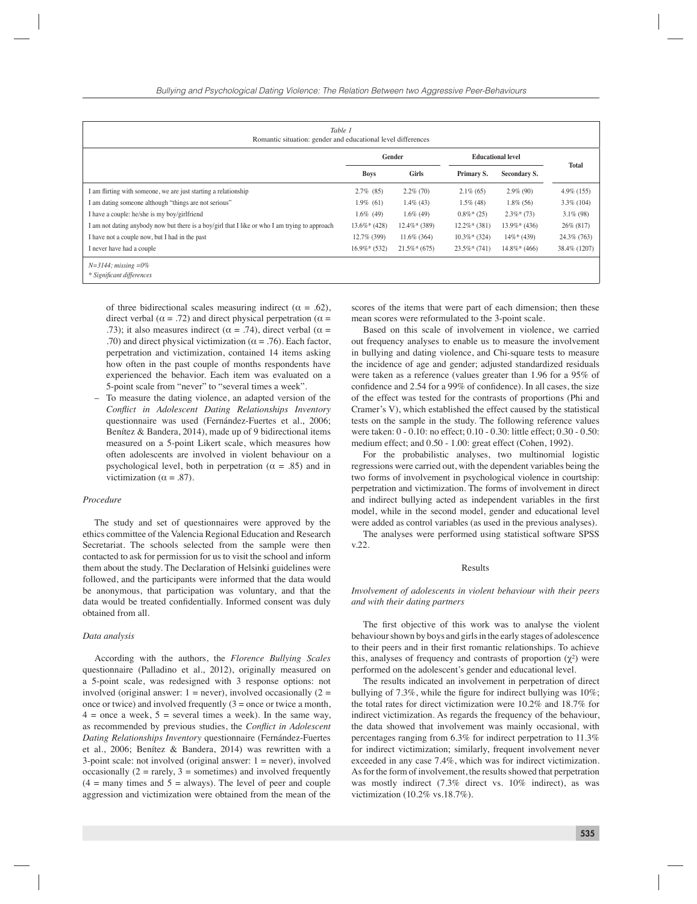Table 1
Romantic situation: gender and educational level differences

| | Gender | | Educational level | | Total |
|---|---|---|---|---|---|
| | Boys | Girls | Primary S. | Secondary S. | |
| I am flirting with someone, we are just starting a relationship | 2.7% (85) | 2.2% (70) | 2.1% (65) | 2.9% (90) | 4.9% (155) |
| I am dating someone although "things are not serious" | 1.9% (61) | 1.4% (43) | 1.5% (48) | 1.8% (56) | 3.3% (104) |
| I have a couple: he/she is my boy/girlfriend | 1.6% (49) | 1.6% (49) | 0.8%* (25) | 2.3%* (73) | 3.1% (98) |
| I am not dating anybody now but there is a boy/girl that I like or who I am trying to approach | 13.6%* (428) | 12.4%* (389) | 12.2%* (381) | 13.9%* (436) | 26% (817) |
| I have not a couple now, but I had in the past | 12.7% (399) | 11.6% (364) | 10.3%* (324) | 14%* (439) | 24.3% (763) |
| I never have had a couple | 16.9%* (532) | 21.5%* (675) | 23.5%* (741) | 14.8%* (466) | 38.4% (1207) |

*N=3144; missing =0%*
*\* Significant differences*

of three bidirectional scales measuring indirect ($\alpha$ = .62), direct verbal ($\alpha$ = .72) and direct physical perpetration ($\alpha$ = .73); it also measures indirect ($\alpha$ = .74), direct verbal ($\alpha$ = .70) and direct physical victimization ($\alpha$ = .76). Each factor, perpetration and victimization, contained 14 items asking how often in the past couple of months respondents have experienced the behavior. Each item was evaluated on a 5-point scale from "never" to "several times a week".

– To measure the dating violence, an adapted version of the *Conflict in Adolescent Dating Relationships Inventory* questionnaire was used (Fernández-Fuertes et al., 2006; Benítez & Bandera, 2014), made up of 9 bidirectional items measured on a 5-point Likert scale, which measures how often adolescents are involved in violent behaviour on a psychological level, both in perpetration ($\alpha$ = .85) and in victimization ($\alpha$ = .87).

### *Procedure*

The study and set of questionnaires were approved by the ethics committee of the Valencia Regional Education and Research Secretariat. The schools selected from the sample were then contacted to ask for permission for us to visit the school and inform them about the study. The Declaration of Helsinki guidelines were followed, and the participants were informed that the data would be anonymous, that participation was voluntary, and that the data would be treated confidentially. Informed consent was duly obtained from all.

### *Data analysis*

According with the authors, the *Florence Bullying Scales* questionnaire (Palladino et al., 2012), originally measured on a 5-point scale, was redesigned with 3 response options: not involved (original answer: 1 = never), involved occasionally (2 = once or twice) and involved frequently (3 = once or twice a month, 4 = once a week, 5 = several times a week). In the same way, as recommended by previous studies, the *Conflict in Adolescent Dating Relationships Inventory* questionnaire (Fernández-Fuertes et al., 2006; Benítez & Bandera, 2014) was rewritten with a 3-point scale: not involved (original answer: 1 = never), involved occasionally (2 = rarely, 3 = sometimes) and involved frequently (4 = many times and 5 = always). The level of peer and couple aggression and victimization were obtained from the mean of the scores of the items that were part of each dimension; then these mean scores were reformulated to the 3-point scale.

Based on this scale of involvement in violence, we carried out frequency analyses to enable us to measure the involvement in bullying and dating violence, and Chi-square tests to measure the incidence of age and gender; adjusted standardized residuals were taken as a reference (values greater than 1.96 for a 95% of confidence and 2.54 for a 99% of confidence). In all cases, the size of the effect was tested for the contrasts of proportions (Phi and Cramer's V), which established the effect caused by the statistical tests on the sample in the study. The following reference values were taken: 0 - 0.10: no effect; 0.10 - 0.30: little effect; 0.30 - 0.50: medium effect; and 0.50 - 1.00: great effect (Cohen, 1992).

For the probabilistic analyses, two multinomial logistic regressions were carried out, with the dependent variables being the two forms of involvement in psychological violence in courtship: perpetration and victimization. The forms of involvement in direct and indirect bullying acted as independent variables in the first model, while in the second model, gender and educational level were added as control variables (as used in the previous analyses).

The analyses were performed using statistical software SPSS v.22.

## Results

### *Involvement of adolescents in violent behaviour with their peers and with their dating partners*

The first objective of this work was to analyse the violent behaviour shown by boys and girls in the early stages of adolescence to their peers and in their first romantic relationships. To achieve this, analyses of frequency and contrasts of proportion ($\chi^2$) were performed on the adolescent's gender and educational level.

The results indicated an involvement in perpetration of direct bullying of 7.3%, while the figure for indirect bullying was 10%; the total rates for direct victimization were 10.2% and 18.7% for indirect victimization. As regards the frequency of the behaviour, the data showed that involvement was mainly occasional, with percentages ranging from 6.3% for indirect perpetration to 11.3% for indirect victimization; similarly, frequent involvement never exceeded in any case 7.4%, which was for indirect victimization. As for the form of involvement, the results showed that perpetration was mostly indirect (7.3% direct vs. 10% indirect), as was victimization (10.2% vs.18.7%).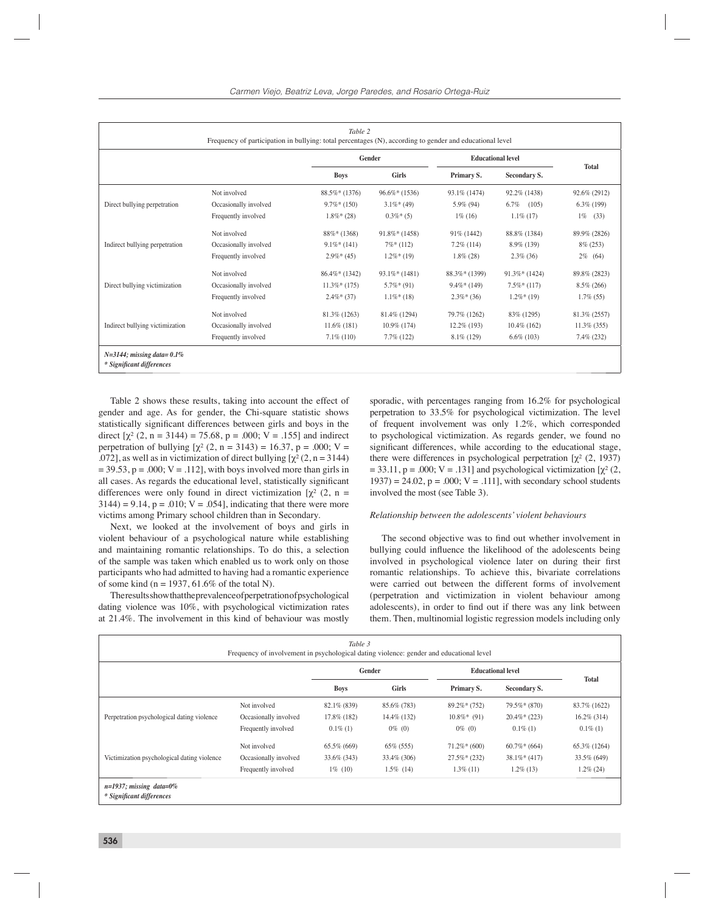*Table 2*
Frequency of participation in bullying: total percentages (N), according to gender and educational level

| | | Gender | | Educational level | | Total |
|---|---|---|---|---|---|---|
| | | Boys | Girls | Primary S. | Secondary S. | |
| Direct bullying perpetration | Not involved | 88.5%* (1376) | 96.6%* (1536) | 93.1% (1474) | 92.2% (1438) | 92.6% (2912) |
| | Occasionally involved | 9.7%* (150) | 3.1%* (49) | 5.9% (94) | 6.7% (105) | 6.3% (199) |
| | Frequently involved | 1.8%* (28) | 0.3%* (5) | 1% (16) | 1.1% (17) | 1% (33) |
| Indirect bullying perpetration | Not involved | 88%* (1368) | 91.8%* (1458) | 91% (1442) | 88.8% (1384) | 89.9% (2826) |
| | Occasionally involved | 9.1%* (141) | 7%* (112) | 7.2% (114) | 8.9% (139) | 8% (253) |
| | Frequently involved | 2.9%* (45) | 1.2%* (19) | 1.8% (28) | 2.3% (36) | 2% (64) |
| Direct bullying victimization | Not involved | 86.4%* (1342) | 93.1%* (1481) | 88.3%* (1399) | 91.3%* (1424) | 89.8% (2823) |
| | Occasionally involved | 11.3%* (175) | 5.7%* (91) | 9.4%* (149) | 7.5%* (117) | 8.5% (266) |
| | Frequently involved | 2.4%* (37) | 1.1%* (18) | 2.3%* (36) | 1.2%* (19) | 1.7% (55) |
| Indirect bullying victimization | Not involved | 81.3% (1263) | 81.4% (1294) | 79.7% (1262) | 83% (1295) | 81.3% (2557) |
| | Occasionally involved | 11.6% (181) | 10.9% (174) | 12.2% (193) | 10.4% (162) | 11.3% (355) |
| | Frequently involved | 7.1% (110) | 7.7% (122) | 8.1% (129) | 6.6% (103) | 7.4% (232) |

*N=3144; missing data= 0.1%*
*\* Significant differences*

Table 2 shows these results, taking into account the effect of gender and age. As for gender, the Chi-square statistic shows statistically significant differences between girls and boys in the direct [$\chi^2$ (2, n = 3144) = 75.68, p = .000; V = .155] and indirect perpetration of bullying [$\chi^2$ (2, n = 3143) = 16.37, p = .000; V = .072], as well as in victimization of direct bullying [$\chi^2$ (2, n = 3144) = 39.53, p = .000; V = .112], with boys involved more than girls in all cases. As regards the educational level, statistically significant differences were only found in direct victimization [$\chi^2$ (2, n = 3144) = 9.14, p = .010; V = .054], indicating that there were more victims among Primary school children than in Secondary.

Next, we looked at the involvement of boys and girls in violent behaviour of a psychological nature while establishing and maintaining romantic relationships. To do this, a selection of the sample was taken which enabled us to work only on those participants who had admitted to having had a romantic experience of some kind (n = 1937, 61.6% of the total N).

The results show that the prevalence of perpetration of psychological dating violence was 10%, with psychological victimization rates at 21.4%. The involvement in this kind of behaviour was mostly sporadic, with percentages ranging from 16.2% for psychological perpetration to 33.5% for psychological victimization. The level of frequent involvement was only 1.2%, which corresponded to psychological victimization. As regards gender, we found no significant differences, while according to the educational stage, there were differences in psychological perpetration [$\chi^2$ (2, 1937) = 33.11, p = .000; V = .131] and psychological victimization [$\chi^2$ (2, 1937) = 24.02, p = .000; V = .111], with secondary school students involved the most (see Table 3).

### *Relationship between the adolescents' violent behaviours*

The second objective was to find out whether involvement in bullying could influence the likelihood of the adolescents being involved in psychological violence later on during their first romantic relationships. To achieve this, bivariate correlations were carried out between the different forms of involvement (perpetration and victimization in violent behaviour among adolescents), in order to find out if there was any link between them. Then, multinomial logistic regression models including only

*Table 3*
Frequency of involvement in psychological dating violence: gender and educational level

| | | Gender | | Educational level | | Total |
|---|---|---|---|---|---|---|
| | | Boys | Girls | Primary S. | Secondary S. | |
| Perpetration psychological dating violence | Not involved | 82.1% (839) | 85.6% (783) | 89.2%* (752) | 79.5%* (870) | 83.7% (1622) |
| | Occasionally involved | 17.8% (182) | 14.4% (132) | 10.8%* (91) | 20.4%* (223) | 16.2% (314) |
| | Frequently involved | 0.1% (1) | 0% (0) | 0% (0) | 0.1% (1) | 0.1% (1) |
| Victimization psychological dating violence | Not involved | 65.5% (669) | 65% (555) | 71.2%* (600) | 60.7%* (664) | 65.3% (1264) |
| | Occasionally involved | 33.6% (343) | 33.4% (306) | 27.5%* (232) | 38.1%* (417) | 33.5% (649) |
| | Frequently involved | 1% (10) | 1.5% (14) | 1.3% (11) | 1.2% (13) | 1.2% (24) |

*n=1937; missing data=0%*
*\* Significant differences*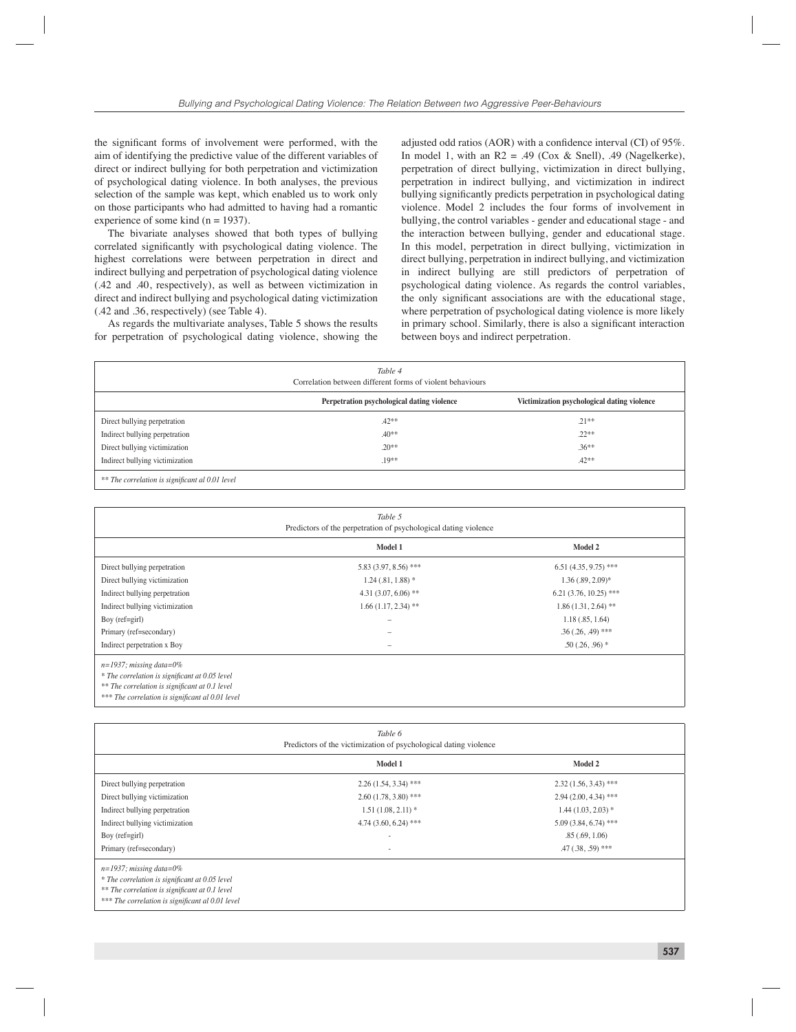the significant forms of involvement were performed, with the aim of identifying the predictive value of the different variables of direct or indirect bullying for both perpetration and victimization of psychological dating violence. In both analyses, the previous selection of the sample was kept, which enabled us to work only on those participants who had admitted to having had a romantic experience of some kind (n = 1937).

The bivariate analyses showed that both types of bullying correlated significantly with psychological dating violence. The highest correlations were between perpetration in direct and indirect bullying and perpetration of psychological dating violence (.42 and .40, respectively), as well as between victimization in direct and indirect bullying and psychological dating victimization (.42 and .36, respectively) (see Table 4).

As regards the multivariate analyses, Table 5 shows the results for perpetration of psychological dating violence, showing the adjusted odd ratios (AOR) with a confidence interval (CI) of 95%. In model 1, with an R2 = .49 (Cox & Snell), .49 (Nagelkerke), perpetration of direct bullying, victimization in direct bullying, perpetration in indirect bullying, and victimization in indirect bullying significantly predicts perpetration in psychological dating violence. Model 2 includes the four forms of involvement in bullying, the control variables - gender and educational stage - and the interaction between bullying, gender and educational stage. In this model, perpetration in direct bullying, victimization in direct bullying, perpetration in indirect bullying, and victimization in indirect bullying are still predictors of perpetration of psychological dating violence. As regards the control variables, the only significant associations are with the educational stage, where perpetration of psychological dating violence is more likely in primary school. Similarly, there is also a significant interaction between boys and indirect perpetration.

*Table 4*
Correlation between different forms of violent behaviours

| | Perpetration psychological dating violence | Victimization psychological dating violence |
|---|---|---|
| Direct bullying perpetration | .42** | .21** |
| Indirect bullying perpetration | .40** | .22** |
| Direct bullying victimization | .20** | .36** |
| Indirect bullying victimization | .19** | .42** |

*** The correlation is significant al 0.01 level*

*Table 5*
Predictors of the perpetration of psychological dating violence

| | Model 1 | Model 2 |
|---|---|---|
| Direct bullying perpetration | 5.83 (3.97, 8.56) *** | 6.51 (4.35, 9.75) *** |
| Direct bullying victimization | 1.24 (.81, 1.88) * | 1.36 (.89, 2.09)* |
| Indirect bullying perpetration | 4.31 (3.07, 6.06) ** | 6.21 (3.76, 10.25) *** |
| Indirect bullying victimization | 1.66 (1.17, 2.34) ** | 1.86 (1.31, 2.64) ** |
| Boy (ref=girl) | – | 1.18 (.85, 1.64) |
| Primary (ref=secondary) | – | .36 (.26, .49) *** |
| Indirect perpetration x Boy | – | .50 (.26, .96) * |

*n=1937; missing data=0%*
** The correlation is significant at 0.05 level*
*** The correlation is significant at 0.1 level*
**** The correlation is significant al 0.01 level*

*Table 6*
Predictors of the victimization of psychological dating violence

| | Model 1 | Model 2 |
|---|---|---|
| Direct bullying perpetration | 2.26 (1.54, 3.34) *** | 2.32 (1.56, 3.43) *** |
| Direct bullying victimization | 2.60 (1.78, 3.80) *** | 2.94 (2.00, 4.34) *** |
| Indirect bullying perpetration | 1.51 (1.08, 2.11) * | 1.44 (1.03, 2.03) * |
| Indirect bullying victimization | 4.74 (3.60, 6.24) *** | 5.09 (3.84, 6.74) *** |
| Boy (ref=girl) | - | .85 (.69, 1.06) |
| Primary (ref=secondary) | - | .47 (.38, .59) *** |

*n=1937; missing data=0%*
** The correlation is significant at 0.05 level*
*** The correlation is significant at 0.1 level*
**** The correlation is significant al 0.01 level*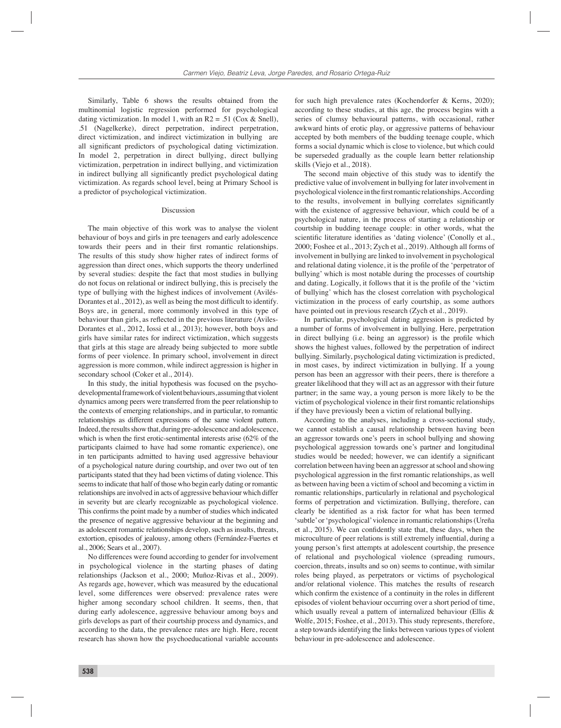Similarly, Table 6 shows the results obtained from the multinomial logistic regression performed for psychological dating victimization. In model 1, with an $R2 = .51$ (Cox & Snell), .51 (Nagelkerke), direct perpetration, indirect perpetration, direct victimization, and indirect victimization in bullying are all significant predictors of psychological dating victimization. In model 2, perpetration in direct bullying, direct bullying victimization, perpetration in indirect bullying, and victimization in indirect bullying all significantly predict psychological dating victimization. As regards school level, being at Primary School is a predictor of psychological victimization.

## Discussion

The main objective of this work was to analyse the violent behaviour of boys and girls in pre teenagers and early adolescence towards their peers and in their first romantic relationships. The results of this study show higher rates of indirect forms of aggression than direct ones, which supports the theory underlined by several studies: despite the fact that most studies in bullying do not focus on relational or indirect bullying, this is precisely the type of bullying with the highest indices of involvement (Avilés-Dorantes et al., 2012), as well as being the most difficult to identify. Boys are, in general, more commonly involved in this type of behaviour than girls, as reflected in the previous literature (Aviles-Dorantes et al., 2012, Iossi et al., 2013); however, both boys and girls have similar rates for indirect victimization, which suggests that girls at this stage are already being subjected to more subtle forms of peer violence. In primary school, involvement in direct aggression is more common, while indirect aggression is higher in secondary school (Coker et al., 2014).

In this study, the initial hypothesis was focused on the psycho-developmental framework of violent behaviours, assuming that violent dynamics among peers were transferred from the peer relationship to the contexts of emerging relationships, and in particular, to romantic relationships as different expressions of the same violent pattern. Indeed, the results show that, during pre-adolescence and adolescence, which is when the first erotic-sentimental interests arise (62% of the participants claimed to have had some romantic experience), one in ten participants admitted to having used aggressive behaviour of a psychological nature during courtship, and over two out of ten participants stated that they had been victims of dating violence. This seems to indicate that half of those who begin early dating or romantic relationships are involved in acts of aggressive behaviour which differ in severity but are clearly recognizable as psychological violence. This confirms the point made by a number of studies which indicated the presence of negative aggressive behaviour at the beginning and as adolescent romantic relationships develop, such as insults, threats, extortion, episodes of jealousy, among others (Fernández-Fuertes et al., 2006; Sears et al., 2007).

No differences were found according to gender for involvement in psychological violence in the starting phases of dating relationships (Jackson et al., 2000; Muñoz-Rivas et al., 2009). As regards age, however, which was measured by the educational level, some differences were observed: prevalence rates were higher among secondary school children. It seems, then, that during early adolescence, aggressive behaviour among boys and girls develops as part of their courtship process and dynamics, and according to the data, the prevalence rates are high. Here, recent research has shown how the psychoeducational variable accounts for such high prevalence rates (Kochendorfer & Kerns, 2020); according to these studies, at this age, the process begins with a series of clumsy behavioural patterns, with occasional, rather awkward hints of erotic play, or aggressive patterns of behaviour accepted by both members of the budding teenage couple, which forms a social dynamic which is close to violence, but which could be superseded gradually as the couple learn better relationship skills (Viejo et al., 2018).

The second main objective of this study was to identify the predictive value of involvement in bullying for later involvement in psychological violence in the first romantic relationships. According to the results, involvement in bullying correlates significantly with the existence of aggressive behaviour, which could be of a psychological nature, in the process of starting a relationship or courtship in budding teenage couple: in other words, what the scientific literature identifies as 'dating violence' (Conolly et al., 2000; Foshee et al., 2013; Zych et al., 2019). Although all forms of involvement in bullying are linked to involvement in psychological and relational dating violence, it is the profile of the 'perpetrator of bullying' which is most notable during the processes of courtship and dating. Logically, it follows that it is the profile of the 'victim of bullying' which has the closest correlation with psychological victimization in the process of early courtship, as some authors have pointed out in previous research (Zych et al., 2019).

In particular, psychological dating aggression is predicted by a number of forms of involvement in bullying. Here, perpetration in direct bullying (i.e. being an aggressor) is the profile which shows the highest values, followed by the perpetration of indirect bullying. Similarly, psychological dating victimization is predicted, in most cases, by indirect victimization in bullying. If a young person has been an aggressor with their peers, there is therefore a greater likelihood that they will act as an aggressor with their future partner; in the same way, a young person is more likely to be the victim of psychological violence in their first romantic relationships if they have previously been a victim of relational bullying.

According to the analyses, including a cross-sectional study, we cannot establish a causal relationship between having been an aggressor towards one's peers in school bullying and showing psychological aggression towards one's partner and longitudinal studies would be needed; however, we can identify a significant correlation between having been an aggressor at school and showing psychological aggression in the first romantic relationships, as well as between having been a victim of school and becoming a victim in romantic relationships, particularly in relational and psychological forms of perpetration and victimization. Bullying, therefore, can clearly be identified as a risk factor for what has been termed 'subtle' or 'psychological' violence in romantic relationships (Ureña et al., 2015). We can confidently state that, these days, when the microculture of peer relations is still extremely influential, during a young person's first attempts at adolescent courtship, the presence of relational and psychological violence (spreading rumours, coercion, threats, insults and so on) seems to continue, with similar roles being played, as perpetrators or victims of psychological and/or relational violence. This matches the results of research which confirm the existence of a continuity in the roles in different episodes of violent behaviour occurring over a short period of time, which usually reveal a pattern of internalized behaviour (Ellis & Wolfe, 2015; Foshee, et al., 2013). This study represents, therefore, a step towards identifying the links between various types of violent behaviour in pre-adolescence and adolescence.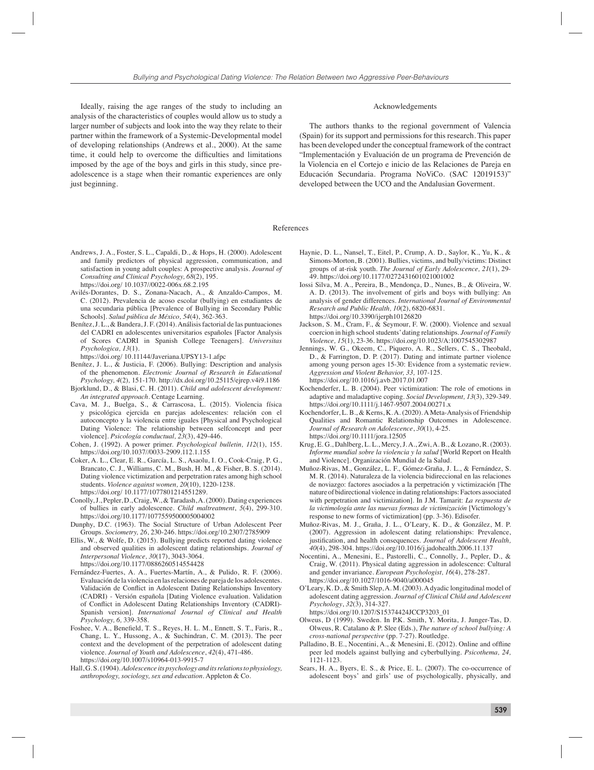Ideally, raising the age ranges of the study to including an analysis of the characteristics of couples would allow us to study a larger number of subjects and look into the way they relate to their partner within the framework of a Systemic-Developmental model of developing relationships (Andrews et al., 2000). At the same time, it could help to overcome the difficulties and limitations imposed by the age of the boys and girls in this study, since pre-adolescence is a stage when their romantic experiences are only just beginning.

## Acknowledgements

The authors thanks to the regional government of Valencia (Spain) for its support and permissions for this research. This paper has been developed under the conceptual framework of the contract "Implementación y Evaluación de un programa de Prevención de la Violencia en el Cortejo e inicio de las Relaciones de Pareja en Educación Secundaria. Programa NoViCo. (SAC 12019153)" developed between the UCO and the Andalusian Goverment.

## References

Andrews, J. A., Foster, S. L., Capaldi, D., & Hops, H. (2000). Adolescent and family predictors of physical aggression, communication, and satisfaction in young adult couples: A prospective analysis. *Journal of Consulting and Clinical Psychology, 68*(2), 195. https://doi.org/ 10.1037//0022-006x.68.2.195

Avilés-Dorantes, D. S., Zonana-Nacach, A., & Anzaldo-Campos, M. C. (2012). Prevalencia de acoso escolar (bullying) en estudiantes de una secundaria pública [Prevalence of Bullying in Secondary Public Schools]. *Salud pública de México, 54*(4), 362-363.

Benítez, J. L., & Bandera, J. F. (2014). Análisis factorial de las puntuaciones del CADRI en adolescentes universitarios españoles [Factor Analysis of Scores CADRI in Spanish College Teenagers]. *Universitas Psychologica, 13*(1). https://doi.org/ 10.11144/Javeriana.UPSY13-1.afpc

Benítez, J. L., & Justicia, F. (2006). Bullying: Description and analysis of the phenomenon. *Electronic Journal of Research in Educational Psychology, 4*(2), 151-170. http://dx.doi.org/10.25115/ejrep.v4i9.1186

Bjorklund, D., & Blasi, C. H. (2011). *Child and adolescent development: An integrated approach*. Centage Learning.

Cava, M. J., Buelga, S., & Carrascosa, L. (2015). Violencia física y psicológica ejercida en parejas adolescentes: relación con el autoconcepto y la violencia entre iguales [Physical and Psychological Dating Violence: The relationship between selfconcept and peer violence]. *Psicología conductual, 23*(3), 429-446.

Cohen, J. (1992). A power primer. *Psychological bulletin, 112*(1), 155. https://doi.org/10.1037//0033-2909.112.1.155

Coker, A. L., Clear, E. R., García, L. S., Asaolu, I. O., Cook-Craig, P. G., Brancato, C. J., Williams, C. M., Bush, H. M., & Fisher, B. S. (2014). Dating violence victimization and perpetration rates among high school students. *Violence against women, 20*(10), 1220-1238. https://doi.org/ 10.1177/1077801214551289.

Conolly, J., Pepler, D., Craig, W., & Taradash, A. (2000). Dating experiences of bullies in early adolescence. *Child maltreatment*, *5*(4), 299-310. https://doi.org/10.1177/1077559500005004002

Dunphy, D.C. (1963). The Social Structure of Urban Adolescent Peer Groups. *Sociometry, 26*, 230-246. https://doi.org/10.2307/2785909

Ellis, W., & Wolfe, D. (2015). Bullying predicts reported dating violence and observed qualities in adolescent dating relationships. *Journal of Interpersonal Violence, 30*(17), 3043-3064. https://doi.org/10.1177/0886260514554428

Fernández-Fuertes, A. A., Fuertes-Martín, A., & Pulido, R. F. (2006). Evaluación de la violencia en las relaciones de pareja de los adolescentes. Validación de Conflict in Adolescent Dating Relationships Inventory (CADRI) - Versión española [Dating Violence evaluation. Validation of Conflict in Adolescent Dating Relationships Inventory (CADRI)-Spanish version]. *International Journal of Clinical and Health Psychology, 6,* 339-358.

Foshee, V. A., Benefield, T. S., Reyes, H. L. M., Ennett, S. T., Faris, R., Chang, L. Y., Hussong, A., & Suchindran, C. M. (2013). The peer context and the development of the perpetration of adolescent dating violence. *Journal of Youth and Adolescence*, *42*(4), 471-486. https://doi.org/10.1007/s10964-013-9915-7

Hall, G. S. (1904). *Adolescence its psychology and its relations to physiology, anthropology, sociology, sex and education*. Appleton & Co.

Haynie, D. L., Nansel, T., Eitel, P., Crump, A. D., Saylor, K., Yu, K., & Simons-Morton, B. (2001). Bullies, victims, and bully/victims: Distinct groups of at-risk youth. *The Journal of Early Adolescence, 21*(1), 29-49. https://doi.org/10.1177/0272431601021001002

Iossi Silva, M. A., Pereira, B., Mendonça, D., Nunes, B., & Oliveira, W. A. D. (2013). The involvement of girls and boys with bullying: An analysis of gender differences. *International Journal of Environmental Research and Public Health, 10*(2), 6820-6831. https://doi.org/10.3390/ijerph10126820

Jackson, S. M., Cram, F., & Seymour, F. W. (2000). Violence and sexual coercion in high school students' dating relationships. *Journal of Family Violence, 15*(1), 23-36. https://doi.org/10.1023/A:1007545302987

Jennings, W. G., Okeem, C., Piquero, A. R., Sellers, C. S., Theobald, D., & Farrington, D. P. (2017). Dating and intimate partner violence among young person ages 15-30: Evidence from a systematic review. *Aggression and Violent Behavior, 33,* 107-125. https://doi.org/10.1016/j.avb.2017.01.007

Kochenderfer, L. B. (2004). Peer victimization: The role of emotions in adaptive and maladaptive coping. *Social Development, 13*(3), 329-349. https://doi.org/10.1111/j.1467-9507.2004.00271.x

Kochendorfer, L. B., & Kerns, K. A. (2020). A Meta-Analysis of Friendship Qualities and Romantic Relationship Outcomes in Adolescence. *Journal of Research on Adolescence*, *30*(1), 4-25. https://doi.org/10.1111/jora.12505

Krug, E. G., Dahlberg, L. L., Mercy, J. A., Zwi, A. B., & Lozano, R. (2003). *Informe mundial sobre la violencia y la salud* [World Report on Health and Violence]. Organización Mundial de la Salud.

Muñoz-Rivas, M., González, L. F., Gómez-Graña, J. L., & Fernández, S. M. R. (2014). Naturaleza de la violencia bidireccional en las relaciones de noviazgo: factores asociados a la perpetración y victimización [The nature of bidirectional violence in dating relationships: Factors associated with perpetration and victimization]. In J.M. Tamarit: *La respuesta de la victimología ante las nuevas formas de victimización* [Victimology's response to new forms of victimization] (pp. 3-36). Edisofer.

Muñoz-Rivas, M. J., Graña, J. L., O'Leary, K. D., & González, M. P. (2007). Aggression in adolescent dating relationships: Prevalence, justification, and health consequences. *Journal of Adolescent Health, 40*(4), 298-304. https://doi.org/10.1016/j.jadohealth.2006.11.137

Nocentini, A., Menesini, E., Pastorelli, C., Connolly, J., Pepler, D., & Craig, W. (2011). Physical dating aggression in adolescence: Cultural and gender invariance. *European Psychologist, 16*(4), 278-287. https://doi.org/10.1027/1016-9040/a000045

O'Leary, K. D., & Smith Slep, A. M. (2003). A dyadic longitudinal model of adolescent dating aggression. *Journal of Clinical Child and Adolescent Psychology*, *32*(3), 314-327. https://doi.org/10.1207/S15374424JCCP3203_01

Olweus, D (1999). Sweden. In P.K. Smith, Y. Morita, J. Junger-Tas, D. Olweus, R. Catalano & P. Slee (Eds.), *The nature of school bullying: A cross-national perspective* (pp. 7-27). Routledge.

Palladino, B. E., Nocentini, A., & Menesini, E. (2012). Online and offline peer led models against bullying and cyberbullying. *Psicothema, 24,* 1121-1123.

Sears, H. A., Byers, E. S., & Price, E. L. (2007). The co-occurrence of adolescent boys' and girls' use of psychologically, physically, and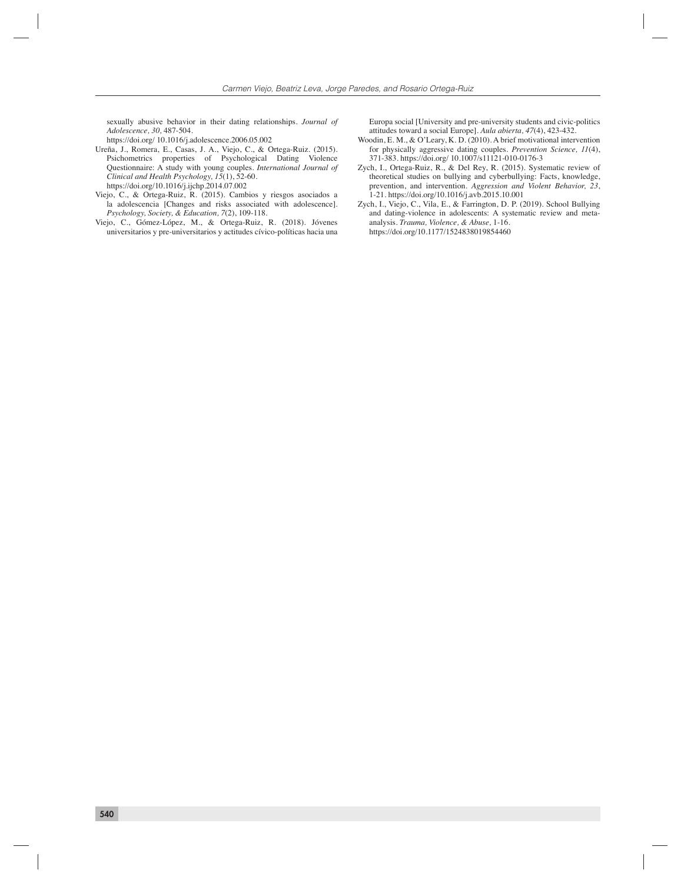sexually abusive behavior in their dating relationships. *Journal of Adolescence, 30*, 487-504. https://doi.org/ 10.1016/j.adolescence.2006.05.002

Ureña, J., Romera, E., Casas, J. A., Viejo, C., & Ortega-Ruiz. (2015). Psichometrics properties of Psychological Dating Violence Questionnaire: A study with young couples. *International Journal of Clinical and Health Psychology, 15*(1), 52-60. https://doi.org/10.1016/j.ijchp.2014.07.002

Viejo, C., & Ortega-Ruiz, R. (2015). Cambios y riesgos asociados a la adolescencia [Changes and risks associated with adolescence]. *Psychology, Society, & Education, 7*(2), 109-118.

Viejo, C., Gómez-López, M., & Ortega-Ruiz, R. (2018). Jóvenes universitarios y pre-universitarios y actitudes cívico-políticas hacia una Europa social [University and pre-university students and civic-politics attitudes toward a social Europe]. *Aula abierta, 47*(4), 423-432.

Woodin, E. M., & O'Leary, K. D. (2010). A brief motivational intervention for physically aggressive dating couples. *Prevention Science, 11*(4), 371-383. https://doi.org/ 10.1007/s11121-010-0176-3

Zych, I., Ortega-Ruiz, R., & Del Rey, R. (2015). Systematic review of theoretical studies on bullying and cyberbullying: Facts, knowledge, prevention, and intervention. *Aggression and Violent Behavior, 23*, 1-21. https://doi.org/10.1016/j.avb.2015.10.001

Zych, I., Viejo, C., Vila, E., & Farrington, D. P. (2019). School Bullying and dating-violence in adolescents: A systematic review and meta-analysis. *Trauma, Violence, & Abuse,* 1-16. https://doi.org/10.1177/1524838019854460